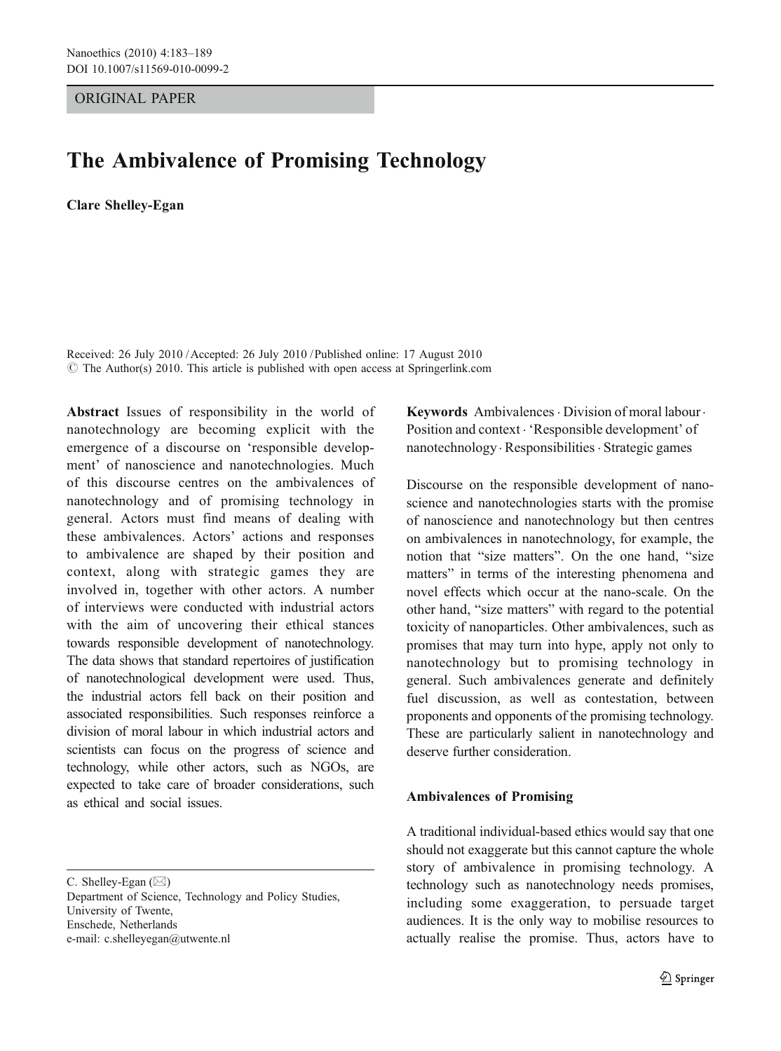ORIGINAL PAPER

# The Ambivalence of Promising Technology

**Clare Shelley-Egan**

Received: 26 July 2010 / Accepted: 26 July 2010 / Published online: 17 August 2010
© The Author(s) 2010. This article is published with open access at Springerlink.com

**Abstract** Issues of responsibility in the world of nanotechnology are becoming explicit with the emergence of a discourse on 'responsible development' of nanoscience and nanotechnologies. Much of this discourse centres on the ambivalences of nanotechnology and of promising technology in general. Actors must find means of dealing with these ambivalences. Actors' actions and responses to ambivalence are shaped by their position and context, along with strategic games they are involved in, together with other actors. A number of interviews were conducted with industrial actors with the aim of uncovering their ethical stances towards responsible development of nanotechnology. The data shows that standard repertoires of justification of nanotechnological development were used. Thus, the industrial actors fell back on their position and associated responsibilities. Such responses reinforce a division of moral labour in which industrial actors and scientists can focus on the progress of science and technology, while other actors, such as NGOs, are expected to take care of broader considerations, such as ethical and social issues.

C. Shelley-Egan (✉)
Department of Science, Technology and Policy Studies,
University of Twente,
Enschede, Netherlands
e-mail: c.shelleyegan@utwente.nl

**Keywords** Ambivalences · Division of moral labour · Position and context · 'Responsible development' of nanotechnology · Responsibilities · Strategic games

Discourse on the responsible development of nanoscience and nanotechnologies starts with the promise of nanoscience and nanotechnology but then centres on ambivalences in nanotechnology, for example, the notion that "size matters". On the one hand, "size matters" in terms of the interesting phenomena and novel effects which occur at the nano-scale. On the other hand, "size matters" with regard to the potential toxicity of nanoparticles. Other ambivalences, such as promises that may turn into hype, apply not only to nanotechnology but to promising technology in general. Such ambivalences generate and definitely fuel discussion, as well as contestation, between proponents and opponents of the promising technology. These are particularly salient in nanotechnology and deserve further consideration.

## Ambivalences of Promising

A traditional individual-based ethics would say that one should not exaggerate but this cannot capture the whole story of ambivalence in promising technology. A technology such as nanotechnology needs promises, including some exaggeration, to persuade target audiences. It is the only way to mobilise resources to actually realise the promise. Thus, actors have to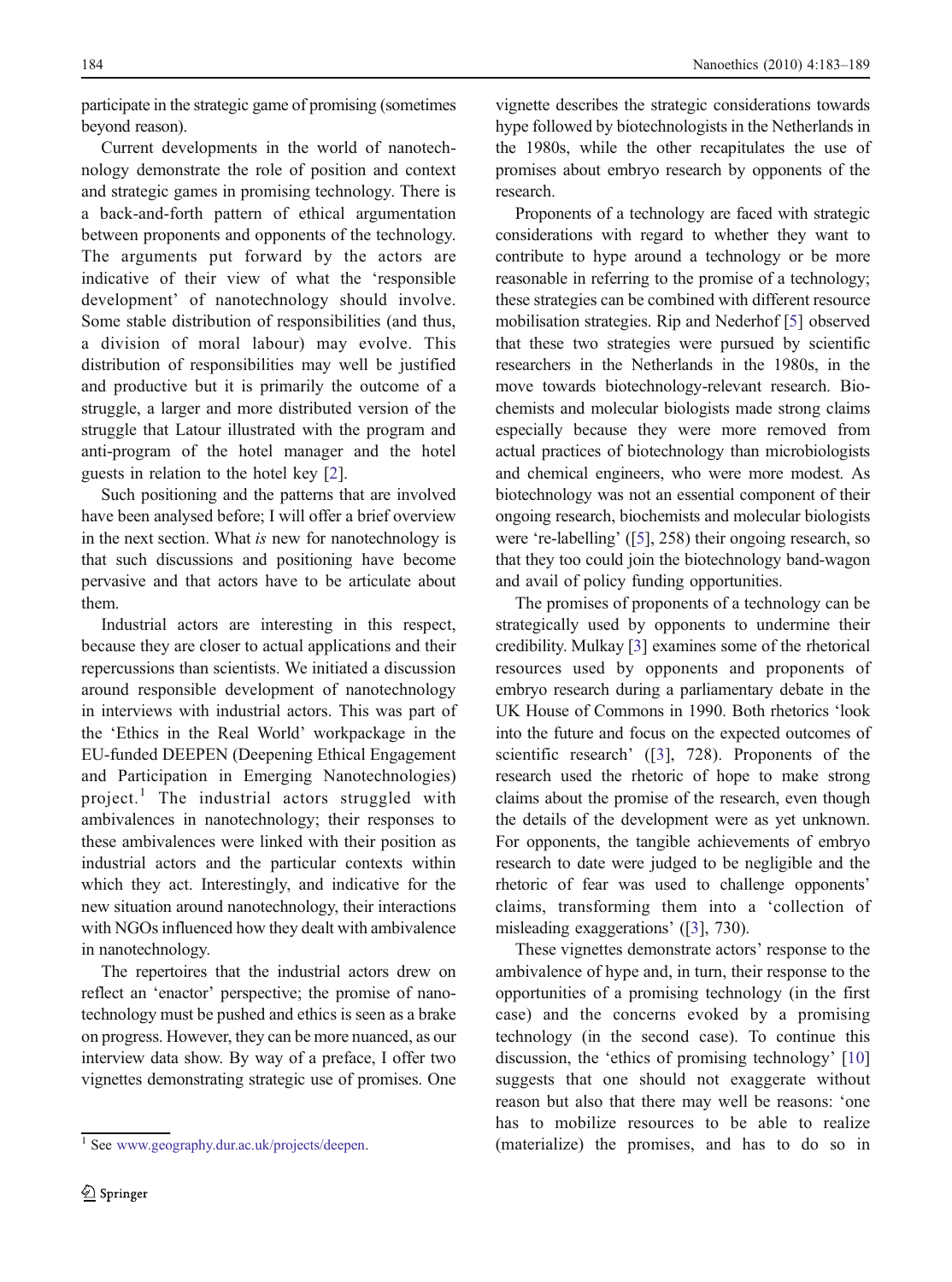participate in the strategic game of promising (sometimes beyond reason).

Current developments in the world of nanotechnology demonstrate the role of position and context and strategic games in promising technology. There is a back-and-forth pattern of ethical argumentation between proponents and opponents of the technology. The arguments put forward by the actors are indicative of their view of what the 'responsible development' of nanotechnology should involve. Some stable distribution of responsibilities (and thus, a division of moral labour) may evolve. This distribution of responsibilities may well be justified and productive but it is primarily the outcome of a struggle, a larger and more distributed version of the struggle that Latour illustrated with the program and anti-program of the hotel manager and the hotel guests in relation to the hotel key [2].

Such positioning and the patterns that are involved have been analysed before; I will offer a brief overview in the next section. What *is* new for nanotechnology is that such discussions and positioning have become pervasive and that actors have to be articulate about them.

Industrial actors are interesting in this respect, because they are closer to actual applications and their repercussions than scientists. We initiated a discussion around responsible development of nanotechnology in interviews with industrial actors. This was part of the 'Ethics in the Real World' workpackage in the EU-funded DEEPEN (Deepening Ethical Engagement and Participation in Emerging Nanotechnologies) project.[1] The industrial actors struggled with ambivalences in nanotechnology; their responses to these ambivalences were linked with their position as industrial actors and the particular contexts within which they act. Interestingly, and indicative for the new situation around nanotechnology, their interactions with NGOs influenced how they dealt with ambivalence in nanotechnology.

The repertoires that the industrial actors drew on reflect an 'enactor' perspective; the promise of nanotechnology must be pushed and ethics is seen as a brake on progress. However, they can be more nuanced, as our interview data show. By way of a preface, I offer two vignettes demonstrating strategic use of promises. One vignette describes the strategic considerations towards hype followed by biotechnologists in the Netherlands in the 1980s, while the other recapitulates the use of promises about embryo research by opponents of the research.

Proponents of a technology are faced with strategic considerations with regard to whether they want to contribute to hype around a technology or be more reasonable in referring to the promise of a technology; these strategies can be combined with different resource mobilisation strategies. Rip and Nederhof [5] observed that these two strategies were pursued by scientific researchers in the Netherlands in the 1980s, in the move towards biotechnology-relevant research. Biochemists and molecular biologists made strong claims especially because they were more removed from actual practices of biotechnology than microbiologists and chemical engineers, who were more modest. As biotechnology was not an essential component of their ongoing research, biochemists and molecular biologists were 're-labelling' ([5], 258) their ongoing research, so that they too could join the biotechnology band-wagon and avail of policy funding opportunities.

The promises of proponents of a technology can be strategically used by opponents to undermine their credibility. Mulkay [3] examines some of the rhetorical resources used by opponents and proponents of embryo research during a parliamentary debate in the UK House of Commons in 1990. Both rhetorics 'look into the future and focus on the expected outcomes of scientific research' ([3], 728). Proponents of the research used the rhetoric of hope to make strong claims about the promise of the research, even though the details of the development were as yet unknown. For opponents, the tangible achievements of embryo research to date were judged to be negligible and the rhetoric of fear was used to challenge opponents' claims, transforming them into a 'collection of misleading exaggerations' ([3], 730).

These vignettes demonstrate actors' response to the ambivalence of hype and, in turn, their response to the opportunities of a promising technology (in the first case) and the concerns evoked by a promising technology (in the second case). To continue this discussion, the 'ethics of promising technology' [10] suggests that one should not exaggerate without reason but also that there may well be reasons: 'one has to mobilize resources to be able to realize (materialize) the promises, and has to do so in

[1] See www.geography.dur.ac.uk/projects/deepen.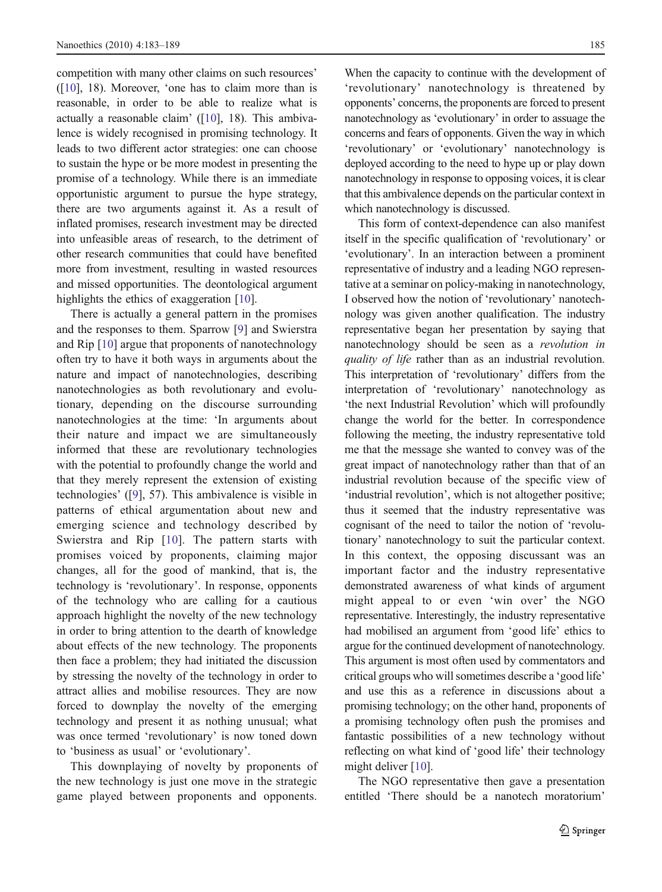competition with many other claims on such resources' ([10], 18). Moreover, 'one has to claim more than is reasonable, in order to be able to realize what is actually a reasonable claim' ([10], 18). This ambivalence is widely recognised in promising technology. It leads to two different actor strategies: one can choose to sustain the hype or be more modest in presenting the promise of a technology. While there is an immediate opportunistic argument to pursue the hype strategy, there are two arguments against it. As a result of inflated promises, research investment may be directed into unfeasible areas of research, to the detriment of other research communities that could have benefited more from investment, resulting in wasted resources and missed opportunities. The deontological argument highlights the ethics of exaggeration [10].

There is actually a general pattern in the promises and the responses to them. Sparrow [9] and Swierstra and Rip [10] argue that proponents of nanotechnology often try to have it both ways in arguments about the nature and impact of nanotechnologies, describing nanotechnologies as both revolutionary and evolutionary, depending on the discourse surrounding nanotechnologies at the time: 'In arguments about their nature and impact we are simultaneously informed that these are revolutionary technologies with the potential to profoundly change the world and that they merely represent the extension of existing technologies' ([9], 57). This ambivalence is visible in patterns of ethical argumentation about new and emerging science and technology described by Swierstra and Rip [10]. The pattern starts with promises voiced by proponents, claiming major changes, all for the good of mankind, that is, the technology is 'revolutionary'. In response, opponents of the technology who are calling for a cautious approach highlight the novelty of the new technology in order to bring attention to the dearth of knowledge about effects of the new technology. The proponents then face a problem; they had initiated the discussion by stressing the novelty of the technology in order to attract allies and mobilise resources. They are now forced to downplay the novelty of the emerging technology and present it as nothing unusual; what was once termed 'revolutionary' is now toned down to 'business as usual' or 'evolutionary'.

This downplaying of novelty by proponents of the new technology is just one move in the strategic game played between proponents and opponents. When the capacity to continue with the development of 'revolutionary' nanotechnology is threatened by opponents' concerns, the proponents are forced to present nanotechnology as 'evolutionary' in order to assuage the concerns and fears of opponents. Given the way in which 'revolutionary' or 'evolutionary' nanotechnology is deployed according to the need to hype up or play down nanotechnology in response to opposing voices, it is clear that this ambivalence depends on the particular context in which nanotechnology is discussed.

This form of context-dependence can also manifest itself in the specific qualification of 'revolutionary' or 'evolutionary'. In an interaction between a prominent representative of industry and a leading NGO representative at a seminar on policy-making in nanotechnology, I observed how the notion of 'revolutionary' nanotechnology was given another qualification. The industry representative began her presentation by saying that nanotechnology should be seen as a *revolution in quality of life* rather than as an industrial revolution. This interpretation of 'revolutionary' differs from the interpretation of 'revolutionary' nanotechnology as 'the next Industrial Revolution' which will profoundly change the world for the better. In correspondence following the meeting, the industry representative told me that the message she wanted to convey was of the great impact of nanotechnology rather than that of an industrial revolution because of the specific view of 'industrial revolution', which is not altogether positive; thus it seemed that the industry representative was cognisant of the need to tailor the notion of 'revolutionary' nanotechnology to suit the particular context. In this context, the opposing discussant was an important factor and the industry representative demonstrated awareness of what kinds of argument might appeal to or even 'win over' the NGO representative. Interestingly, the industry representative had mobilised an argument from 'good life' ethics to argue for the continued development of nanotechnology. This argument is most often used by commentators and critical groups who will sometimes describe a 'good life' and use this as a reference in discussions about a promising technology; on the other hand, proponents of a promising technology often push the promises and fantastic possibilities of a new technology without reflecting on what kind of 'good life' their technology might deliver [10].

The NGO representative then gave a presentation entitled 'There should be a nanotech moratorium'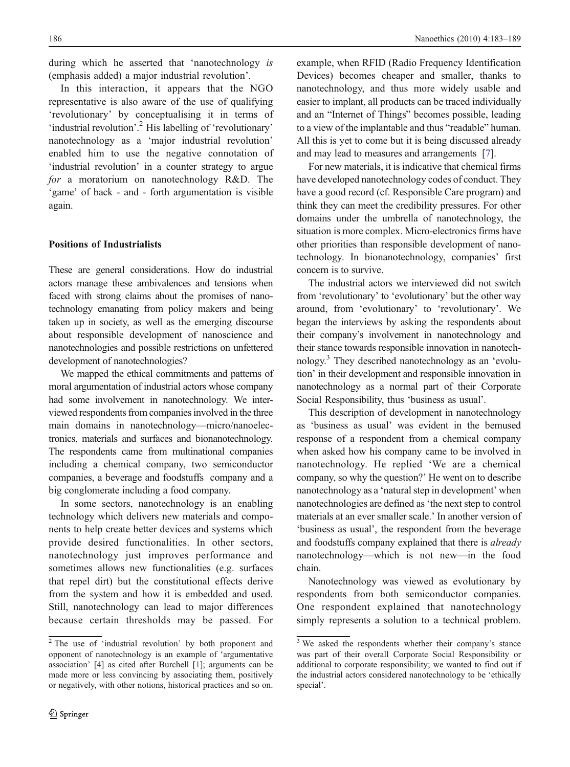during which he asserted that 'nanotechnology *is* (emphasis added) a major industrial revolution'.

In this interaction, it appears that the NGO representative is also aware of the use of qualifying 'revolutionary' by conceptualising it in terms of 'industrial revolution'.[2] His labelling of 'revolutionary' nanotechnology as a 'major industrial revolution' enabled him to use the negative connotation of 'industrial revolution' in a counter strategy to argue *for* a moratorium on nanotechnology R&D. The 'game' of back - and - forth argumentation is visible again.

### Positions of Industrialists

These are general considerations. How do industrial actors manage these ambivalences and tensions when faced with strong claims about the promises of nanotechnology emanating from policy makers and being taken up in society, as well as the emerging discourse about responsible development of nanoscience and nanotechnologies and possible restrictions on unfettered development of nanotechnologies?

We mapped the ethical commitments and patterns of moral argumentation of industrial actors whose company had some involvement in nanotechnology. We interviewed respondents from companies involved in the three main domains in nanotechnology—micro/nanoelectronics, materials and surfaces and bionanotechnology. The respondents came from multinational companies including a chemical company, two semiconductor companies, a beverage and foodstuffs company and a big conglomerate including a food company.

In some sectors, nanotechnology is an enabling technology which delivers new materials and components to help create better devices and systems which provide desired functionalities. In other sectors, nanotechnology just improves performance and sometimes allows new functionalities (e.g. surfaces that repel dirt) but the constitutional effects derive from the system and how it is embedded and used. Still, nanotechnology can lead to major differences because certain thresholds may be passed. For example, when RFID (Radio Frequency Identification Devices) becomes cheaper and smaller, thanks to nanotechnology, and thus more widely usable and easier to implant, all products can be traced individually and an "Internet of Things" becomes possible, leading to a view of the implantable and thus "readable" human. All this is yet to come but it is being discussed already and may lead to measures and arrangements [7].

For new materials, it is indicative that chemical firms have developed nanotechnology codes of conduct. They have a good record (cf. Responsible Care program) and think they can meet the credibility pressures. For other domains under the umbrella of nanotechnology, the situation is more complex. Micro-electronics firms have other priorities than responsible development of nanotechnology. In bionanotechnology, companies' first concern is to survive.

The industrial actors we interviewed did not switch from 'revolutionary' to 'evolutionary' but the other way around, from 'evolutionary' to 'revolutionary'. We began the interviews by asking the respondents about their company's involvement in nanotechnology and their stance towards responsible innovation in nanotechnology.[3] They described nanotechnology as an 'evolution' in their development and responsible innovation in nanotechnology as a normal part of their Corporate Social Responsibility, thus 'business as usual'.

This description of development in nanotechnology as 'business as usual' was evident in the bemused response of a respondent from a chemical company when asked how his company came to be involved in nanotechnology. He replied 'We are a chemical company, so why the question?' He went on to describe nanotechnology as a 'natural step in development' when nanotechnologies are defined as 'the next step to control materials at an ever smaller scale.' In another version of 'business as usual', the respondent from the beverage and foodstuffs company explained that there is *already* nanotechnology—which is not new—in the food chain.

Nanotechnology was viewed as evolutionary by respondents from both semiconductor companies. One respondent explained that nanotechnology simply represents a solution to a technical problem.

---

[2] The use of 'industrial revolution' by both proponent and opponent of nanotechnology is an example of 'argumentative association' [4] as cited after Burchell [1]; arguments can be made more or less convincing by associating them, positively or negatively, with other notions, historical practices and so on.

[3] We asked the respondents whether their company's stance was part of their overall Corporate Social Responsibility or additional to corporate responsibility; we wanted to find out if the industrial actors considered nanotechnology to be 'ethically special'.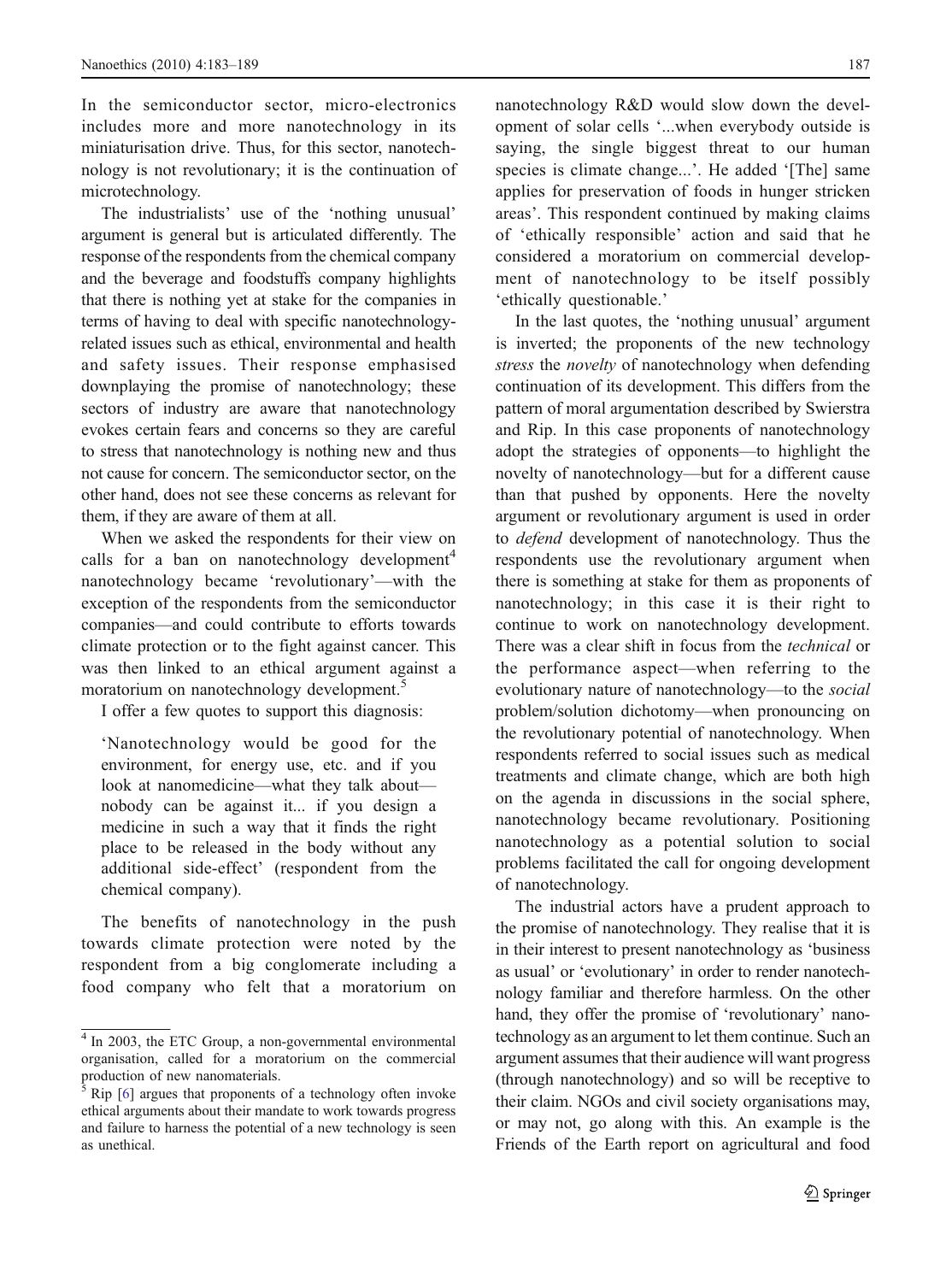In the semiconductor sector, micro-electronics includes more and more nanotechnology in its miniaturisation drive. Thus, for this sector, nanotechnology is not revolutionary; it is the continuation of microtechnology.

The industrialists' use of the 'nothing unusual' argument is general but is articulated differently. The response of the respondents from the chemical company and the beverage and foodstuffs company highlights that there is nothing yet at stake for the companies in terms of having to deal with specific nanotechnology-related issues such as ethical, environmental and health and safety issues. Their response emphasised downplaying the promise of nanotechnology; these sectors of industry are aware that nanotechnology evokes certain fears and concerns so they are careful to stress that nanotechnology is nothing new and thus not cause for concern. The semiconductor sector, on the other hand, does not see these concerns as relevant for them, if they are aware of them at all.

When we asked the respondents for their view on calls for a ban on nanotechnology development[4] nanotechnology became 'revolutionary'—with the exception of the respondents from the semiconductor companies—and could contribute to efforts towards climate protection or to the fight against cancer. This was then linked to an ethical argument against a moratorium on nanotechnology development.[5]

I offer a few quotes to support this diagnosis:

> 'Nanotechnology would be good for the environment, for energy use, etc. and if you look at nanomedicine—what they talk about—nobody can be against it... if you design a medicine in such a way that it finds the right place to be released in the body without any additional side-effect' (respondent from the chemical company).

The benefits of nanotechnology in the push towards climate protection were noted by the respondent from a big conglomerate including a food company who felt that a moratorium on nanotechnology R&D would slow down the development of solar cells '...when everybody outside is saying, the single biggest threat to our human species is climate change...'. He added '[The] same applies for preservation of foods in hunger stricken areas'. This respondent continued by making claims of 'ethically responsible' action and said that he considered a moratorium on commercial development of nanotechnology to be itself possibly 'ethically questionable.'

In the last quotes, the 'nothing unusual' argument is inverted; the proponents of the new technology *stress* the *novelty* of nanotechnology when defending continuation of its development. This differs from the pattern of moral argumentation described by Swierstra and Rip. In this case proponents of nanotechnology adopt the strategies of opponents—to highlight the novelty of nanotechnology—but for a different cause than that pushed by opponents. Here the novelty argument or revolutionary argument is used in order to *defend* development of nanotechnology. Thus the respondents use the revolutionary argument when there is something at stake for them as proponents of nanotechnology; in this case it is their right to continue to work on nanotechnology development. There was a clear shift in focus from the *technical* or the performance aspect—when referring to the evolutionary nature of nanotechnology—to the *social* problem/solution dichotomy—when pronouncing on the revolutionary potential of nanotechnology. When respondents referred to social issues such as medical treatments and climate change, which are both high on the agenda in discussions in the social sphere, nanotechnology became revolutionary. Positioning nanotechnology as a potential solution to social problems facilitated the call for ongoing development of nanotechnology.

The industrial actors have a prudent approach to the promise of nanotechnology. They realise that it is in their interest to present nanotechnology as 'business as usual' or 'evolutionary' in order to render nanotechnology familiar and therefore harmless. On the other hand, they offer the promise of 'revolutionary' nanotechnology as an argument to let them continue. Such an argument assumes that their audience will want progress (through nanotechnology) and so will be receptive to their claim. NGOs and civil society organisations may, or may not, go along with this. An example is the Friends of the Earth report on agricultural and food

---

[4] In 2003, the ETC Group, a non-government environmental organisation, called for a moratorium on the commercial production of new nanomaterials.

[5] Rip [6] argues that proponents of a technology often invoke ethical arguments about their mandate to work towards progress and failure to harness the potential of a new technology is seen as unethical.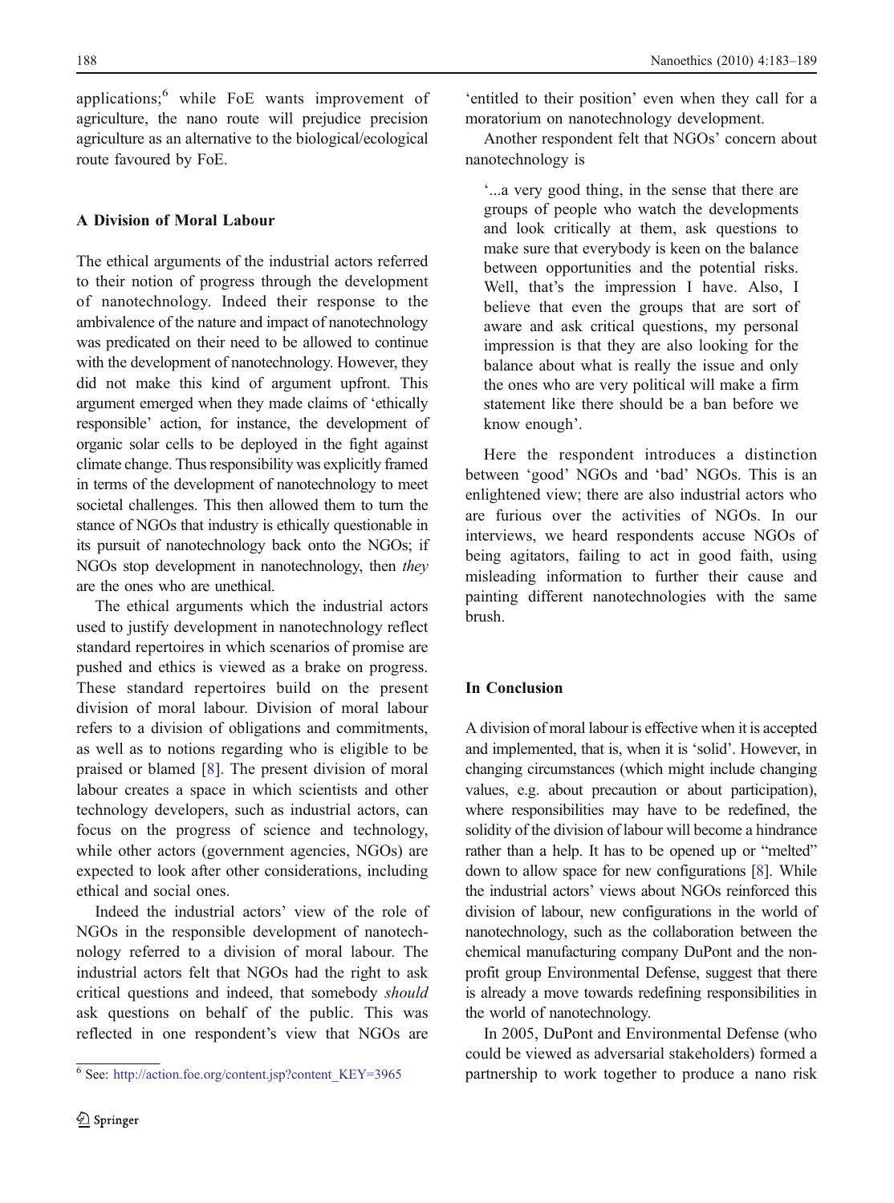applications;[6] while FoE wants improvement of agriculture, the nano route will prejudice precision agriculture as an alternative to the biological/ecological route favoured by FoE.

### A Division of Moral Labour

The ethical arguments of the industrial actors referred to their notion of progress through the development of nanotechnology. Indeed their response to the ambivalence of the nature and impact of nanotechnology was predicated on their need to be allowed to continue with the development of nanotechnology. However, they did not make this kind of argument upfront. This argument emerged when they made claims of 'ethically responsible' action, for instance, the development of organic solar cells to be deployed in the fight against climate change. Thus responsibility was explicitly framed in terms of the development of nanotechnology to meet societal challenges. This then allowed them to turn the stance of NGOs that industry is ethically questionable in its pursuit of nanotechnology back onto the NGOs; if NGOs stop development in nanotechnology, then *they* are the ones who are unethical.

The ethical arguments which the industrial actors used to justify development in nanotechnology reflect standard repertoires in which scenarios of promise are pushed and ethics is viewed as a brake on progress. These standard repertoires build on the present division of moral labour. Division of moral labour refers to a division of obligations and commitments, as well as to notions regarding who is eligible to be praised or blamed [8]. The present division of moral labour creates a space in which scientists and other technology developers, such as industrial actors, can focus on the progress of science and technology, while other actors (government agencies, NGOs) are expected to look after other considerations, including ethical and social ones.

Indeed the industrial actors' view of the role of NGOs in the responsible development of nanotechnology referred to a division of moral labour. The industrial actors felt that NGOs had the right to ask critical questions and indeed, that somebody *should* ask questions on behalf of the public. This was reflected in one respondent's view that NGOs are 'entitled to their position' even when they call for a moratorium on nanotechnology development.

Another respondent felt that NGOs' concern about nanotechnology is

> '...a very good thing, in the sense that there are groups of people who watch the developments and look critically at them, ask questions to make sure that everybody is keen on the balance between opportunities and the potential risks. Well, that's the impression I have. Also, I believe that even the groups that are sort of aware and ask critical questions, my personal impression is that they are also looking for the balance about what is really the issue and only the ones who are very political will make a firm statement like there should be a ban before we know enough'.

Here the respondent introduces a distinction between 'good' NGOs and 'bad' NGOs. This is an enlightened view; there are also industrial actors who are furious over the activities of NGOs. In our interviews, we heard respondents accuse NGOs of being agitators, failing to act in good faith, using misleading information to further their cause and painting different nanotechnologies with the same brush.

### In Conclusion

A division of moral labour is effective when it is accepted and implemented, that is, when it is 'solid'. However, in changing circumstances (which might include changing values, e.g. about precaution or about participation), where responsibilities may have to be redefined, the solidity of the division of labour will become a hindrance rather than a help. It has to be opened up or "melted" down to allow space for new configurations [8]. While the industrial actors' views about NGOs reinforced this division of labour, new configurations in the world of nanotechnology, such as the collaboration between the chemical manufacturing company DuPont and the non-profit group Environmental Defense, suggest that there is already a move towards redefining responsibilities in the world of nanotechnology.

In 2005, DuPont and Environmental Defense (who could be viewed as adversarial stakeholders) formed a partnership to work together to produce a nano risk

[6] See: http://action.foe.org/content.jsp?content_KEY=3965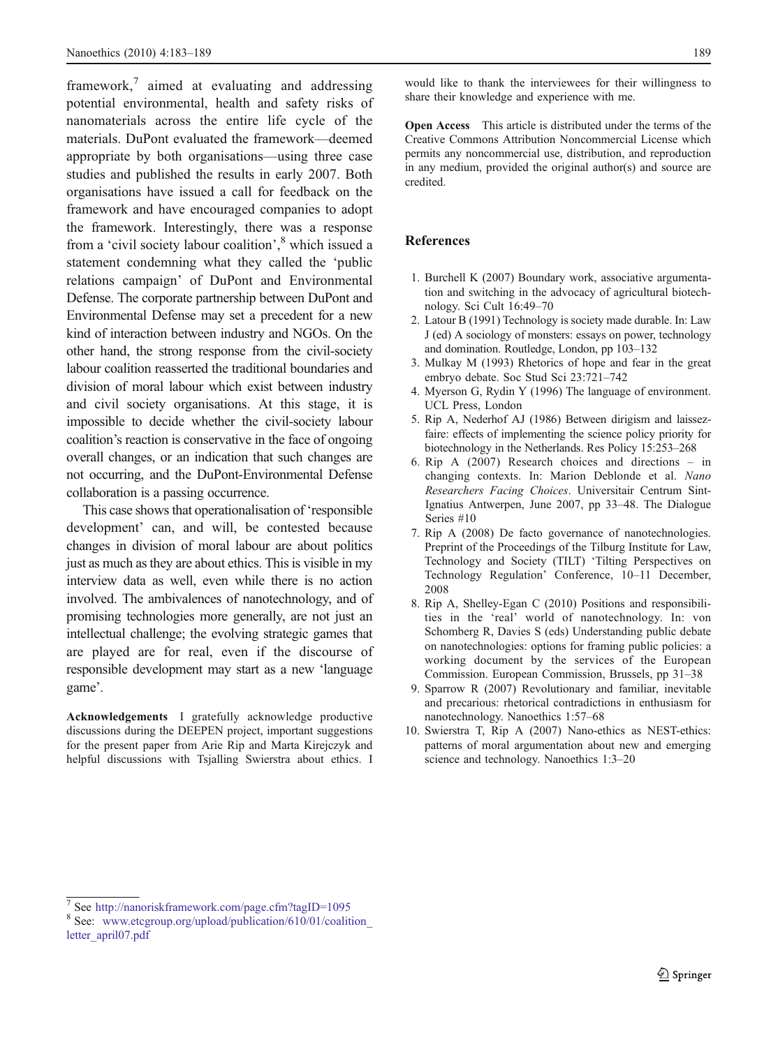framework,[7] aimed at evaluating and addressing potential environmental, health and safety risks of nanomaterials across the entire life cycle of the materials. DuPont evaluated the framework—deemed appropriate by both organisations—using three case studies and published the results in early 2007. Both organisations have issued a call for feedback on the framework and have encouraged companies to adopt the framework. Interestingly, there was a response from a 'civil society labour coalition',[8] which issued a statement condemning what they called the 'public relations campaign' of DuPont and Environmental Defense. The corporate partnership between DuPont and Environmental Defense may set a precedent for a new kind of interaction between industry and NGOs. On the other hand, the strong response from the civil-society labour coalition reasserted the traditional boundaries and division of moral labour which exist between industry and civil society organisations. At this stage, it is impossible to decide whether the civil-society labour coalition's reaction is conservative in the face of ongoing overall changes, or an indication that such changes are not occurring, and the DuPont-Environmental Defense collaboration is a passing occurrence.

This case shows that operationalisation of 'responsible development' can, and will, be contested because changes in division of moral labour are about politics just as much as they are about ethics. This is visible in my interview data as well, even while there is no action involved. The ambivalences of nanotechnology, and of promising technologies more generally, are not just an intellectual challenge; the evolving strategic games that are played are for real, even if the discourse of responsible development may start as a new 'language game'.

**Acknowledgements** I gratefully acknowledge productive discussions during the DEEPEN project, important suggestions for the present paper from Arie Rip and Marta Kirejczyk and helpful discussions with Tsjalling Swierstra about ethics. I would like to thank the interviewees for their willingness to share their knowledge and experience with me.

**Open Access** This article is distributed under the terms of the Creative Commons Attribution Noncommercial License which permits any noncommercial use, distribution, and reproduction in any medium, provided the original author(s) and source are credited.

## References

1. Burchell K (2007) Boundary work, associative argumentation and switching in the advocacy of agricultural biotechnology. Sci Cult 16:49–70
2. Latour B (1991) Technology is society made durable. In: Law J (ed) A sociology of monsters: essays on power, technology and domination. Routledge, London, pp 103–132
3. Mulkay M (1993) Rhetorics of hope and fear in the great embryo debate. Soc Stud Sci 23:721–742
4. Myerson G, Rydin Y (1996) The language of environment. UCL Press, London
5. Rip A, Nederhof AJ (1986) Between dirigism and laissez-faire: effects of implementing the science policy priority for biotechnology in the Netherlands. Res Policy 15:253–268
6. Rip A (2007) Research choices and directions – in changing contexts. In: Marion Deblonde et al. *Nano Researchers Facing Choices*. Universitair Centrum Sint-Ignatius Antwerpen, June 2007, pp 33–48. The Dialogue Series #10
7. Rip A (2008) De facto governance of nanotechnologies. Preprint of the Proceedings of the Tilburg Institute for Law, Technology and Society (TILT) 'Tilting Perspectives on Technology Regulation' Conference, 10–11 December, 2008
8. Rip A, Shelley-Egan C (2010) Positions and responsibilities in the 'real' world of nanotechnology. In: von Schomberg R, Davies S (eds) Understanding public debate on nanotechnologies: options for framing public policies: a working document by the services of the European Commission. European Commission, Brussels, pp 31–38
9. Sparrow R (2007) Revolutionary and familiar, inevitable and precarious: rhetorical contradictions in enthusiasm for nanotechnology. Nanoethics 1:57–68
10. Swierstra T, Rip A (2007) Nano-ethics as NEST-ethics: patterns of moral argumentation about new and emerging science and technology. Nanoethics 1:3–20

---

[7] See http://nanoriskframework.com/page.cfm?tagID=1095

[8] See: www.etcgroup.org/upload/publication/610/01/coalition_letter_april07.pdf